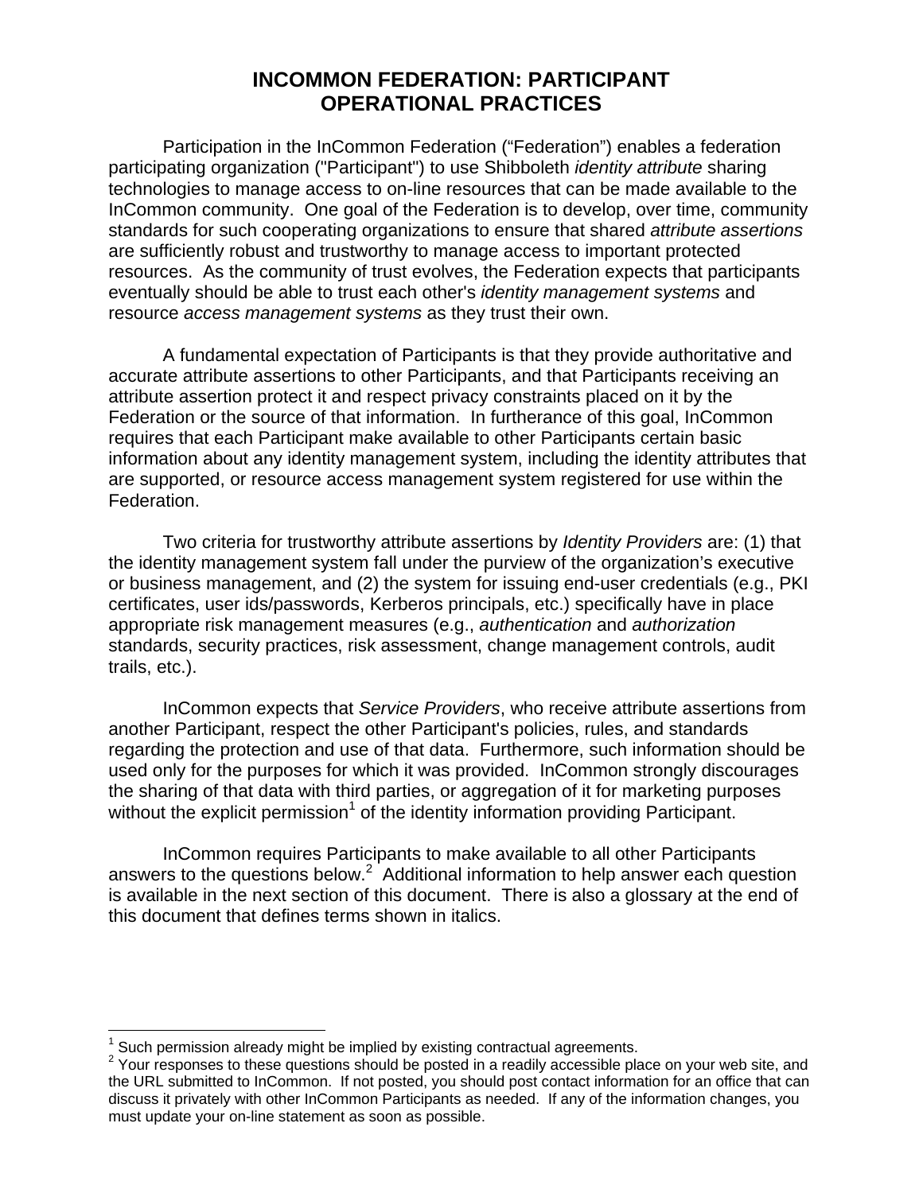# INCOMMON FEDERATION: PARTICIPANT OPERATIONAL PRACTICES

Participation in the InCommon Federation ("Federation") enables a federation participating organization ("Participant") to use Shibboleth *identity attribute* sharing technologies to manage access to on-line resources that can be made available to the InCommon community. One goal of the Federation is to develop, over time, community standards for such cooperating organizations to ensure that shared *attribute assertions* are sufficiently robust and trustworthy to manage access to important protected resources. As the community of trust evolves, the Federation expects that participants eventually should be able to trust each other's *identity management systems* and resource *access management systems* as they trust their own.

A fundamental expectation of Participants is that they provide authoritative and accurate attribute assertions to other Participants, and that Participants receiving an attribute assertion protect it and respect privacy constraints placed on it by the Federation or the source of that information. In furtherance of this goal, InCommon requires that each Participant make available to other Participants certain basic information about any identity management system, including the identity attributes that are supported, or resource access management system registered for use within the Federation.

Two criteria for trustworthy attribute assertions by *Identity Providers* are: (1) that the identity management system fall under the purview of the organization's executive or business management, and (2) the system for issuing end-user credentials (e.g., PKI certificates, user ids/passwords, Kerberos principals, etc.) specifically have in place appropriate risk management measures (e.g., *authentication* and *authorization* standards, security practices, risk assessment, change management controls, audit trails, etc.).

InCommon expects that *Service Providers*, who receive attribute assertions from another Participant, respect the other Participant's policies, rules, and standards regarding the protection and use of that data. Furthermore, such information should be used only for the purposes for which it was provided. InCommon strongly discourages the sharing of that data with third parties, or aggregation of it for marketing purposes without the explicit permission[1] of the identity information providing Participant.

InCommon requires Participants to make available to all other Participants answers to the questions below.[2] Additional information to help answer each question is available in the next section of this document. There is also a glossary at the end of this document that defines terms shown in italics.

---

[1] Such permission already might be implied by existing contractual agreements.

[2] Your responses to these questions should be posted in a readily accessible place on your web site, and the URL submitted to InCommon. If not posted, you should post contact information for an office that can discuss it privately with other InCommon Participants as needed. If any of the information changes, you must update your on-line statement as soon as possible.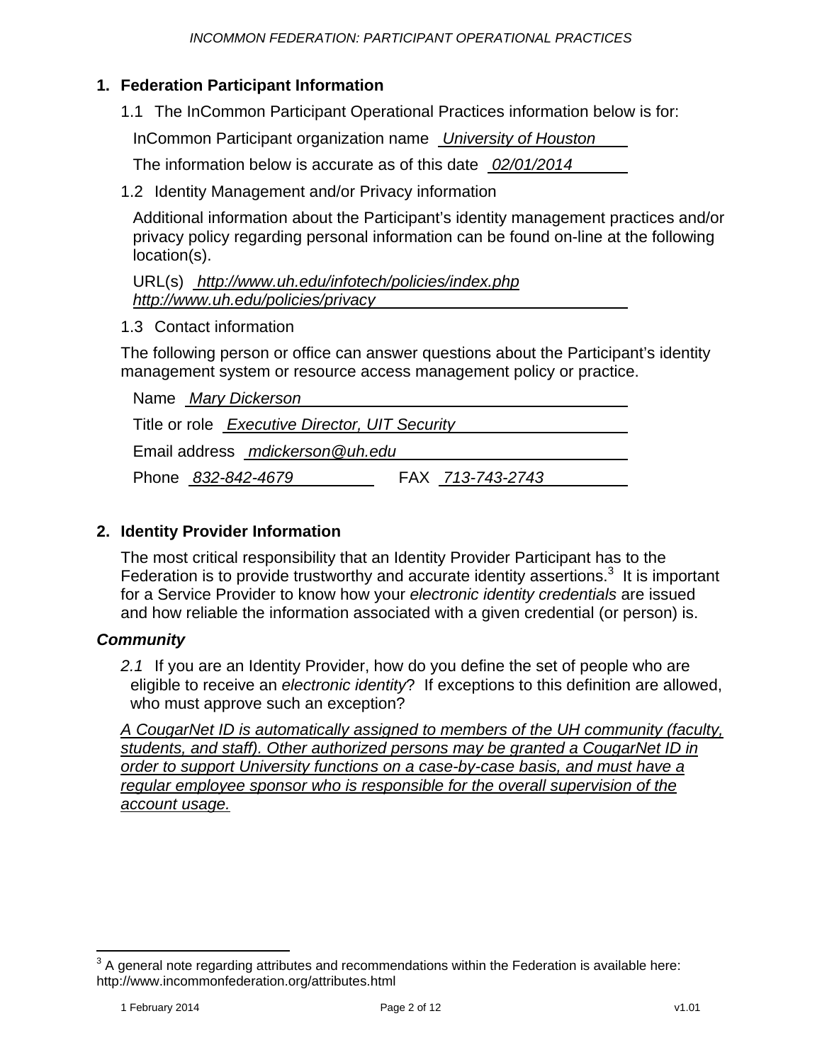## 1. Federation Participant Information

1.1 The InCommon Participant Operational Practices information below is for:

InCommon Participant organization name *University of Houston*

The information below is accurate as of this date *02/01/2014*

1.2 Identity Management and/or Privacy information

Additional information about the Participant's identity management practices and/or privacy policy regarding personal information can be found on-line at the following location(s).

URL(s) *http://www.uh.edu/infotech/policies/index.php*
*http://www.uh.edu/policies/privacy*

1.3 Contact information

The following person or office can answer questions about the Participant's identity management system or resource access management policy or practice.

Name *Mary Dickerson*

Title or role *Executive Director, UIT Security*

Email address *mdickerson@uh.edu*

Phone *832-842-4679* FAX *713-743-2743*

## 2. Identity Provider Information

The most critical responsibility that an Identity Provider Participant has to the Federation is to provide trustworthy and accurate identity assertions.[3] It is important for a Service Provider to know how your *electronic identity credentials* are issued and how reliable the information associated with a given credential (or person) is.

### *Community*

*2.1* If you are an Identity Provider, how do you define the set of people who are eligible to receive an *electronic identity*? If exceptions to this definition are allowed, who must approve such an exception?

*A CougarNet ID is automatically assigned to members of the UH community (faculty, students, and staff). Other authorized persons may be granted a CougarNet ID in order to support University functions on a case-by-case basis, and must have a regular employee sponsor who is responsible for the overall supervision of the account usage.*

[3] A general note regarding attributes and recommendations within the Federation is available here: http://www.incommonfederation.org/attributes.html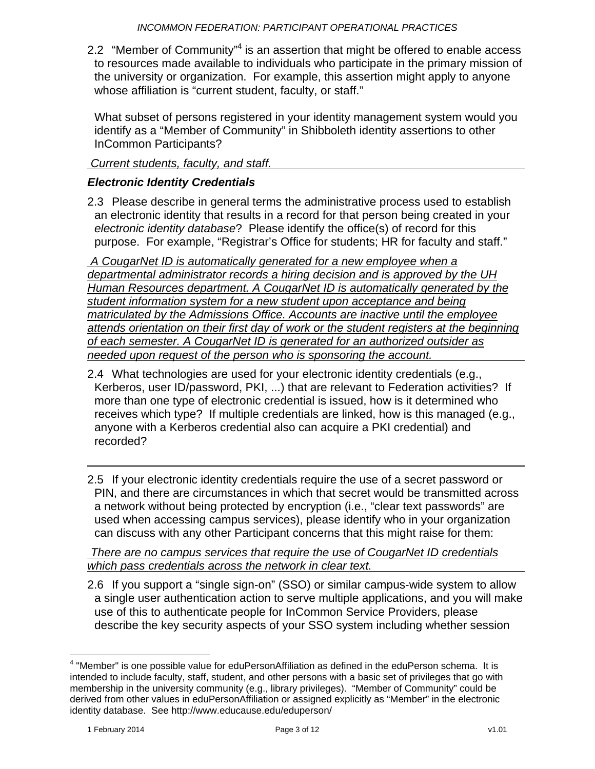2.2 "Member of Community"[4] is an assertion that might be offered to enable access to resources made available to individuals who participate in the primary mission of the university or organization. For example, this assertion might apply to anyone whose affiliation is "current student, faculty, or staff."

What subset of persons registered in your identity management system would you identify as a "Member of Community" in Shibboleth identity assertions to other InCommon Participants?

*Current students, faculty, and staff.*

### *Electronic Identity Credentials*

2.3 Please describe in general terms the administrative process used to establish an electronic identity that results in a record for that person being created in your *electronic identity database*? Please identify the office(s) of record for this purpose. For example, "Registrar's Office for students; HR for faculty and staff."

*A CougarNet ID is automatically generated for a new employee when a departmental administrator records a hiring decision and is approved by the UH Human Resources department. A CougarNet ID is automatically generated by the student information system for a new student upon acceptance and being matriculated by the Admissions Office. Accounts are inactive until the employee attends orientation on their first day of work or the student registers at the beginning of each semester. A CougarNet ID is generated for an authorized outsider as needed upon request of the person who is sponsoring the account.*

2.4 What technologies are used for your electronic identity credentials (e.g., Kerberos, user ID/password, PKI, ...) that are relevant to Federation activities? If more than one type of electronic credential is issued, how is it determined who receives which type? If multiple credentials are linked, how is this managed (e.g., anyone with a Kerberos credential also can acquire a PKI credential) and recorded?

2.5 If your electronic identity credentials require the use of a secret password or PIN, and there are circumstances in which that secret would be transmitted across a network without being protected by encryption (i.e., "clear text passwords" are used when accessing campus services), please identify who in your organization can discuss with any other Participant concerns that this might raise for them:

*There are no campus services that require the use of CougarNet ID credentials which pass credentials across the network in clear text.*

2.6 If you support a "single sign-on" (SSO) or similar campus-wide system to allow a single user authentication action to serve multiple applications, and you will make use of this to authenticate people for InCommon Service Providers, please describe the key security aspects of your SSO system including whether session

---

[4] "Member" is one possible value for eduPersonAffiliation as defined in the eduPerson schema. It is intended to include faculty, staff, student, and other persons with a basic set of privileges that go with membership in the university community (e.g., library privileges). "Member of Community" could be derived from other values in eduPersonAffiliation or assigned explicitly as "Member" in the electronic identity database. See http://www.educause.edu/eduperson/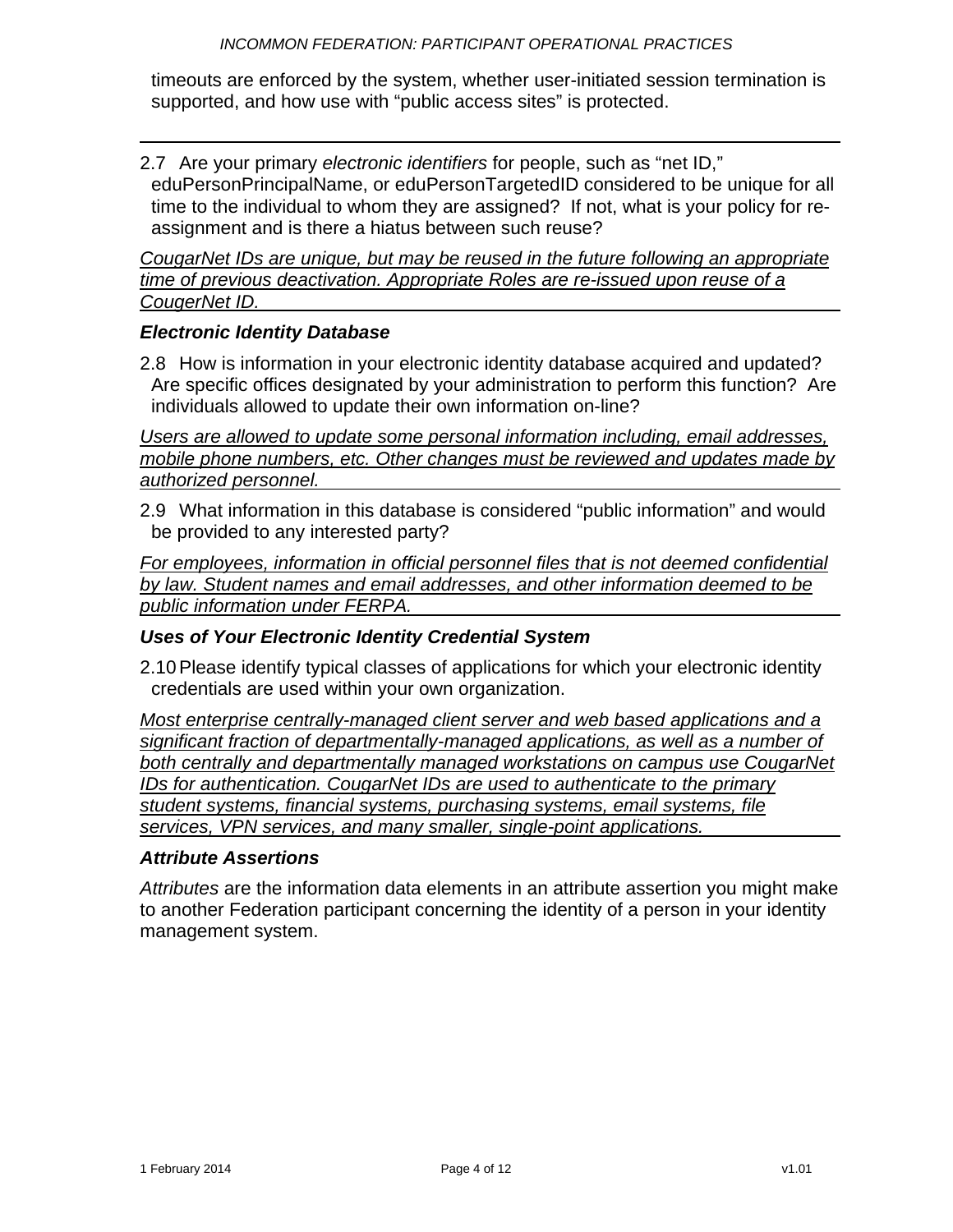timeouts are enforced by the system, whether user-initiated session termination is supported, and how use with "public access sites" is protected.

---

2.7 Are your primary *electronic identifiers* for people, such as "net ID," eduPersonPrincipalName, or eduPersonTargetedID considered to be unique for all time to the individual to whom they are assigned? If not, what is your policy for re-assignment and is there a hiatus between such reuse?

*CougarNet IDs are unique, but may be reused in the future following an appropriate time of previous deactivation. Appropriate Roles are re-issued upon reuse of a CougerNet ID.*

### *Electronic Identity Database*

2.8 How is information in your electronic identity database acquired and updated? Are specific offices designated by your administration to perform this function? Are individuals allowed to update their own information on-line?

*Users are allowed to update some personal information including, email addresses, mobile phone numbers, etc. Other changes must be reviewed and updates made by authorized personnel.*

2.9 What information in this database is considered "public information" and would be provided to any interested party?

*For employees, information in official personnel files that is not deemed confidential by law. Student names and email addresses, and other information deemed to be public information under FERPA.*

### *Uses of Your Electronic Identity Credential System*

2.10 Please identify typical classes of applications for which your electronic identity credentials are used within your own organization.

*Most enterprise centrally-managed client server and web based applications and a significant fraction of departmentally-managed applications, as well as a number of both centrally and departmentally managed workstations on campus use CougarNet IDs for authentication. CougarNet IDs are used to authenticate to the primary student systems, financial systems, purchasing systems, email systems, file services, VPN services, and many smaller, single-point applications.*

### *Attribute Assertions*

*Attributes* are the information data elements in an attribute assertion you might make to another Federation participant concerning the identity of a person in your identity management system.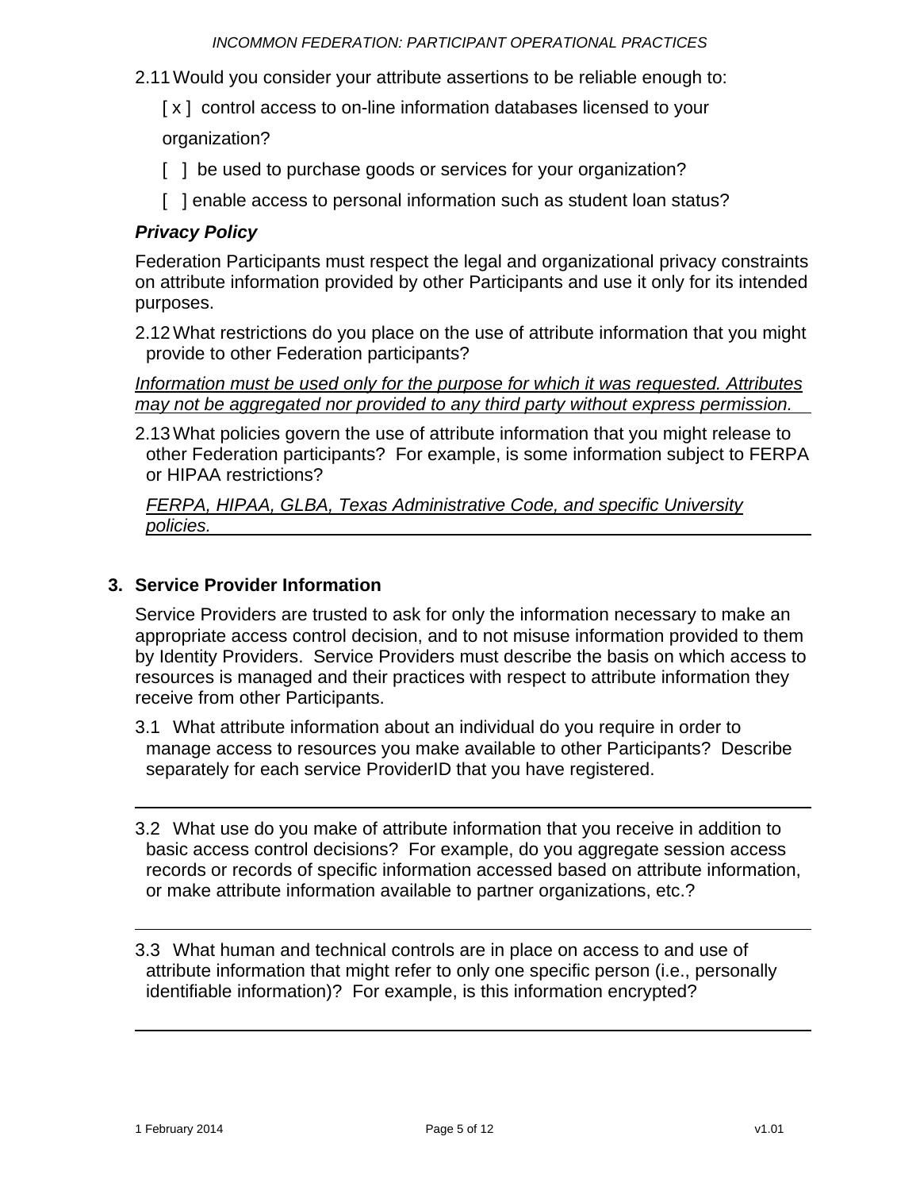2.11 Would you consider your attribute assertions to be reliable enough to:

[ x ] control access to on-line information databases licensed to your organization?

[ ] be used to purchase goods or services for your organization?

[ ] enable access to personal information such as student loan status?

***Privacy Policy***

Federation Participants must respect the legal and organizational privacy constraints on attribute information provided by other Participants and use it only for its intended purposes.

2.12 What restrictions do you place on the use of attribute information that you might provide to other Federation participants?

*Information must be used only for the purpose for which it was requested. Attributes may not be aggregated nor provided to any third party without express permission.*

2.13 What policies govern the use of attribute information that you might release to other Federation participants? For example, is some information subject to FERPA or HIPAA restrictions?

*FERPA, HIPAA, GLBA, Texas Administrative Code, and specific University policies.*

## 3. Service Provider Information

Service Providers are trusted to ask for only the information necessary to make an appropriate access control decision, and to not misuse information provided to them by Identity Providers. Service Providers must describe the basis on which access to resources is managed and their practices with respect to attribute information they receive from other Participants.

3.1 What attribute information about an individual do you require in order to manage access to resources you make available to other Participants? Describe separately for each service ProviderID that you have registered.

3.2 What use do you make of attribute information that you receive in addition to basic access control decisions? For example, do you aggregate session access records or records of specific information accessed based on attribute information, or make attribute information available to partner organizations, etc.?

3.3 What human and technical controls are in place on access to and use of attribute information that might refer to only one specific person (i.e., personally identifiable information)? For example, is this information encrypted?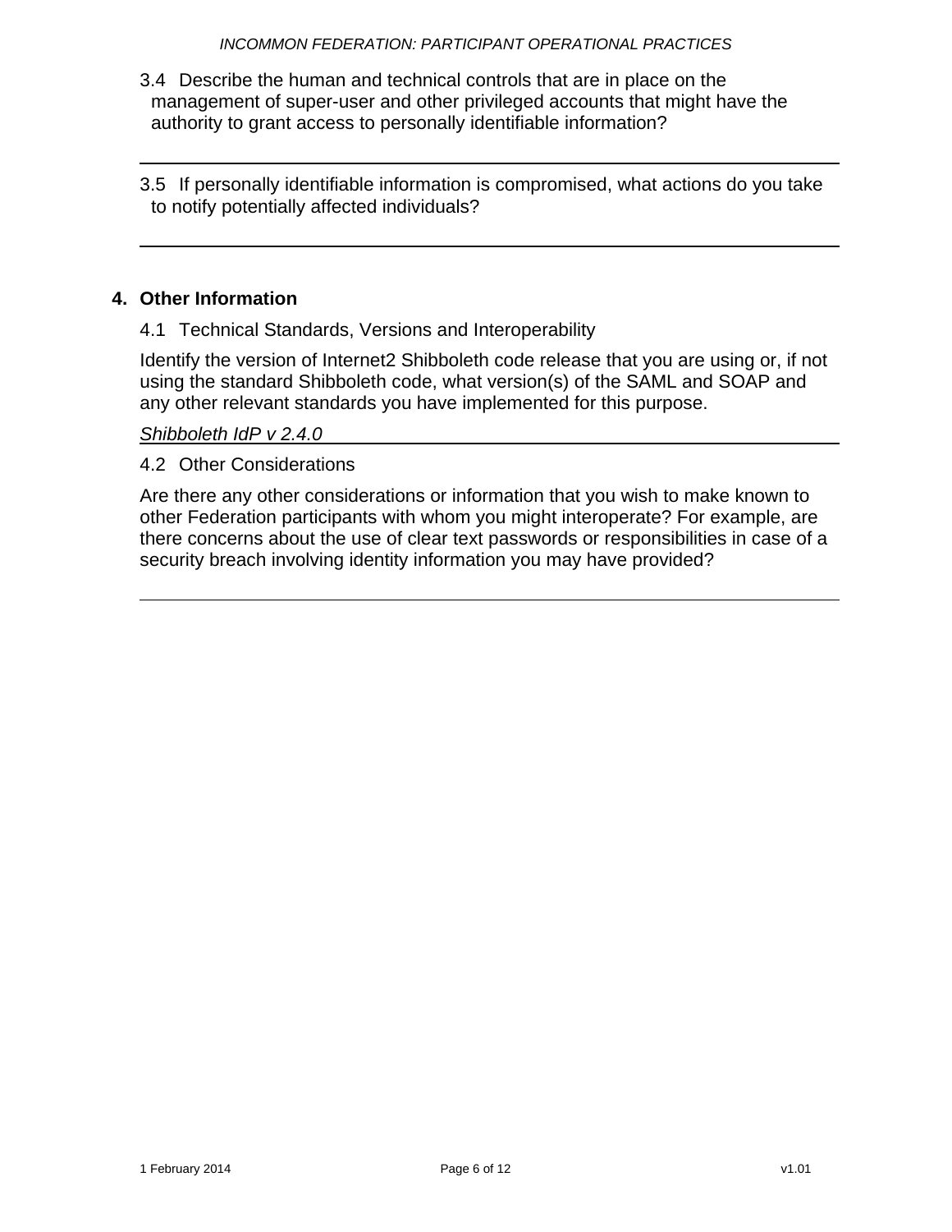3.4 Describe the human and technical controls that are in place on the management of super-user and other privileged accounts that might have the authority to grant access to personally identifiable information?

---

3.5 If personally identifiable information is compromised, what actions do you take to notify potentially affected individuals?

---

## 4. Other Information

4.1 Technical Standards, Versions and Interoperability

Identify the version of Internet2 Shibboleth code release that you are using or, if not using the standard Shibboleth code, what version(s) of the SAML and SOAP and any other relevant standards you have implemented for this purpose.

*Shibboleth IdP v 2.4.0*

4.2 Other Considerations

Are there any other considerations or information that you wish to make known to other Federation participants with whom you might interoperate? For example, are there concerns about the use of clear text passwords or responsibilities in case of a security breach involving identity information you may have provided?

---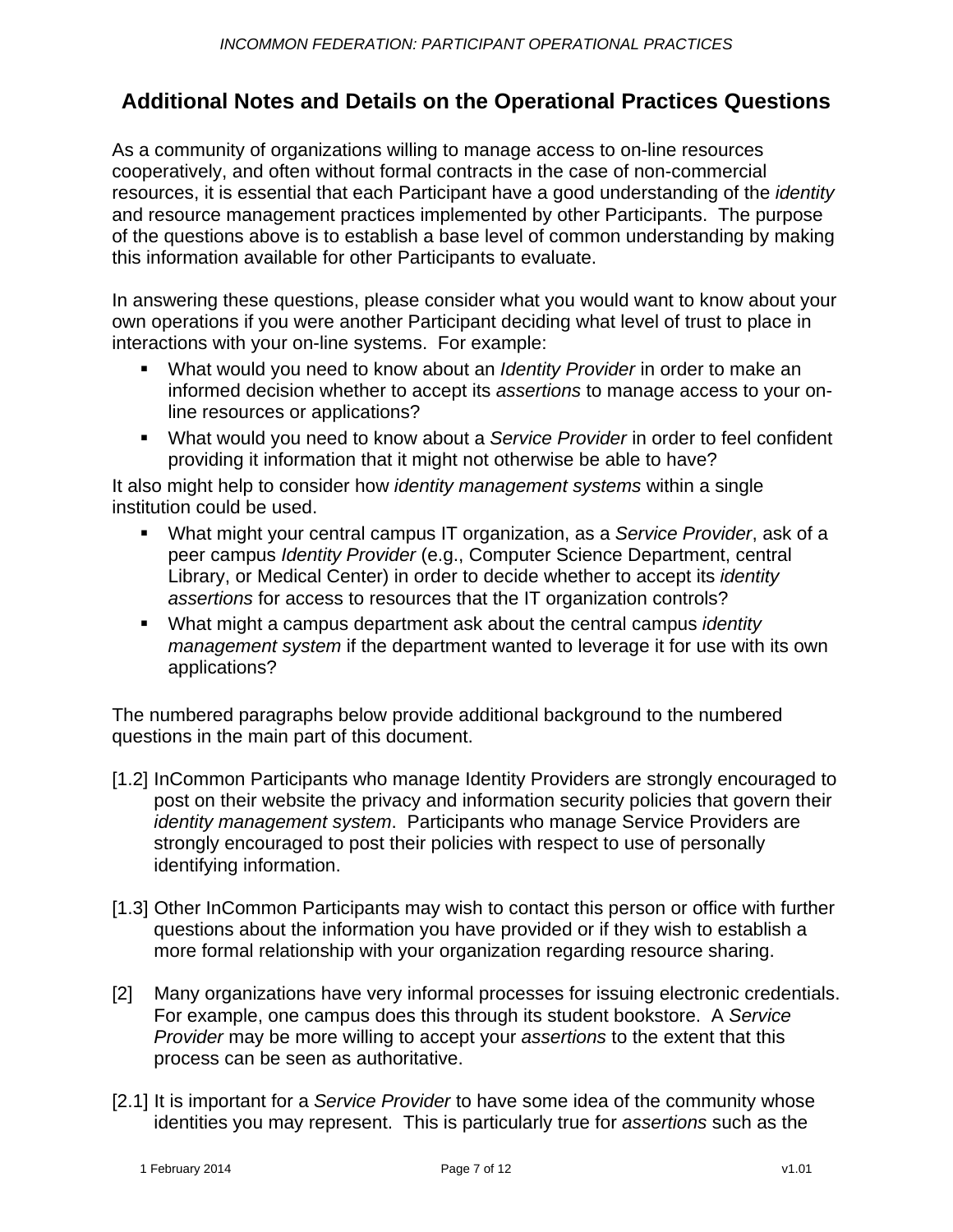## Additional Notes and Details on the Operational Practices Questions

As a community of organizations willing to manage access to on-line resources cooperatively, and often without formal contracts in the case of non-commercial resources, it is essential that each Participant have a good understanding of the *identity* and resource management practices implemented by other Participants. The purpose of the questions above is to establish a base level of common understanding by making this information available for other Participants to evaluate.

In answering these questions, please consider what you would want to know about your own operations if you were another Participant deciding what level of trust to place in interactions with your on-line systems. For example:

- What would you need to know about an *Identity Provider* in order to make an informed decision whether to accept its *assertions* to manage access to your on-line resources or applications?
- What would you need to know about a *Service Provider* in order to feel confident providing it information that it might not otherwise be able to have?

It also might help to consider how *identity management systems* within a single institution could be used.

- What might your central campus IT organization, as a *Service Provider*, ask of a peer campus *Identity Provider* (e.g., Computer Science Department, central Library, or Medical Center) in order to decide whether to accept its *identity assertions* for access to resources that the IT organization controls?
- What might a campus department ask about the central campus *identity management system* if the department wanted to leverage it for use with its own applications?

The numbered paragraphs below provide additional background to the numbered questions in the main part of this document.

[1.2] InCommon Participants who manage Identity Providers are strongly encouraged to post on their website the privacy and information security policies that govern their *identity management system*. Participants who manage Service Providers are strongly encouraged to post their policies with respect to use of personally identifying information.

[1.3] Other InCommon Participants may wish to contact this person or office with further questions about the information you have provided or if they wish to establish a more formal relationship with your organization regarding resource sharing.

[2] Many organizations have very informal processes for issuing electronic credentials. For example, one campus does this through its student bookstore. A *Service Provider* may be more willing to accept your *assertions* to the extent that this process can be seen as authoritative.

[2.1] It is important for a *Service Provider* to have some idea of the community whose identities you may represent. This is particularly true for *assertions* such as the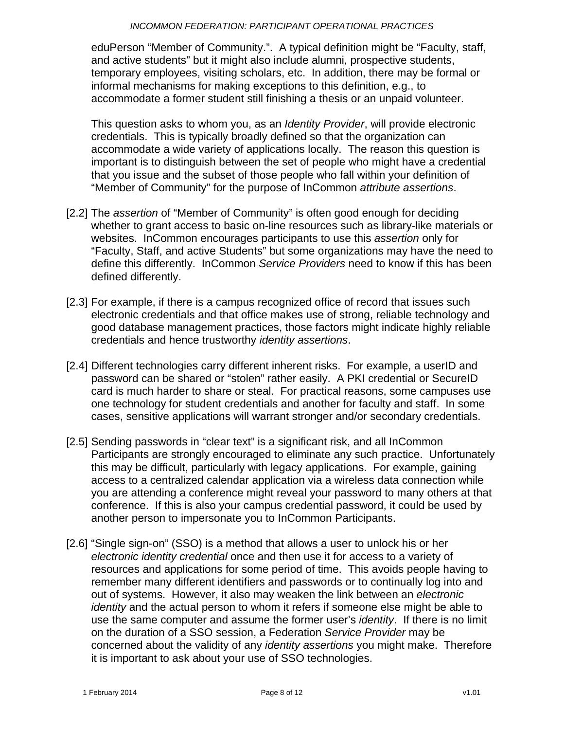eduPerson “Member of Community.”. A typical definition might be “Faculty, staff, and active students” but it might also include alumni, prospective students, temporary employees, visiting scholars, etc. In addition, there may be formal or informal mechanisms for making exceptions to this definition, e.g., to accommodate a former student still finishing a thesis or an unpaid volunteer.

This question asks to whom you, as an *Identity Provider*, will provide electronic credentials. This is typically broadly defined so that the organization can accommodate a wide variety of applications locally. The reason this question is important is to distinguish between the set of people who might have a credential that you issue and the subset of those people who fall within your definition of “Member of Community” for the purpose of InCommon *attribute assertions*.

[2.2] The *assertion* of “Member of Community” is often good enough for deciding whether to grant access to basic on-line resources such as library-like materials or websites. InCommon encourages participants to use this *assertion* only for “Faculty, Staff, and active Students” but some organizations may have the need to define this differently. InCommon *Service Providers* need to know if this has been defined differently.

[2.3] For example, if there is a campus recognized office of record that issues such electronic credentials and that office makes use of strong, reliable technology and good database management practices, those factors might indicate highly reliable credentials and hence trustworthy *identity assertions*.

[2.4] Different technologies carry different inherent risks. For example, a userID and password can be shared or “stolen” rather easily. A PKI credential or SecureID card is much harder to share or steal. For practical reasons, some campuses use one technology for student credentials and another for faculty and staff. In some cases, sensitive applications will warrant stronger and/or secondary credentials.

[2.5] Sending passwords in “clear text” is a significant risk, and all InCommon Participants are strongly encouraged to eliminate any such practice. Unfortunately this may be difficult, particularly with legacy applications. For example, gaining access to a centralized calendar application via a wireless data connection while you are attending a conference might reveal your password to many others at that conference. If this is also your campus credential password, it could be used by another person to impersonate you to InCommon Participants.

[2.6] “Single sign-on” (SSO) is a method that allows a user to unlock his or her *electronic identity credential* once and then use it for access to a variety of resources and applications for some period of time. This avoids people having to remember many different identifiers and passwords or to continually log into and out of systems. However, it also may weaken the link between an *electronic identity* and the actual person to whom it refers if someone else might be able to use the same computer and assume the former user’s *identity*. If there is no limit on the duration of a SSO session, a Federation *Service Provider* may be concerned about the validity of any *identity assertions* you might make. Therefore it is important to ask about your use of SSO technologies.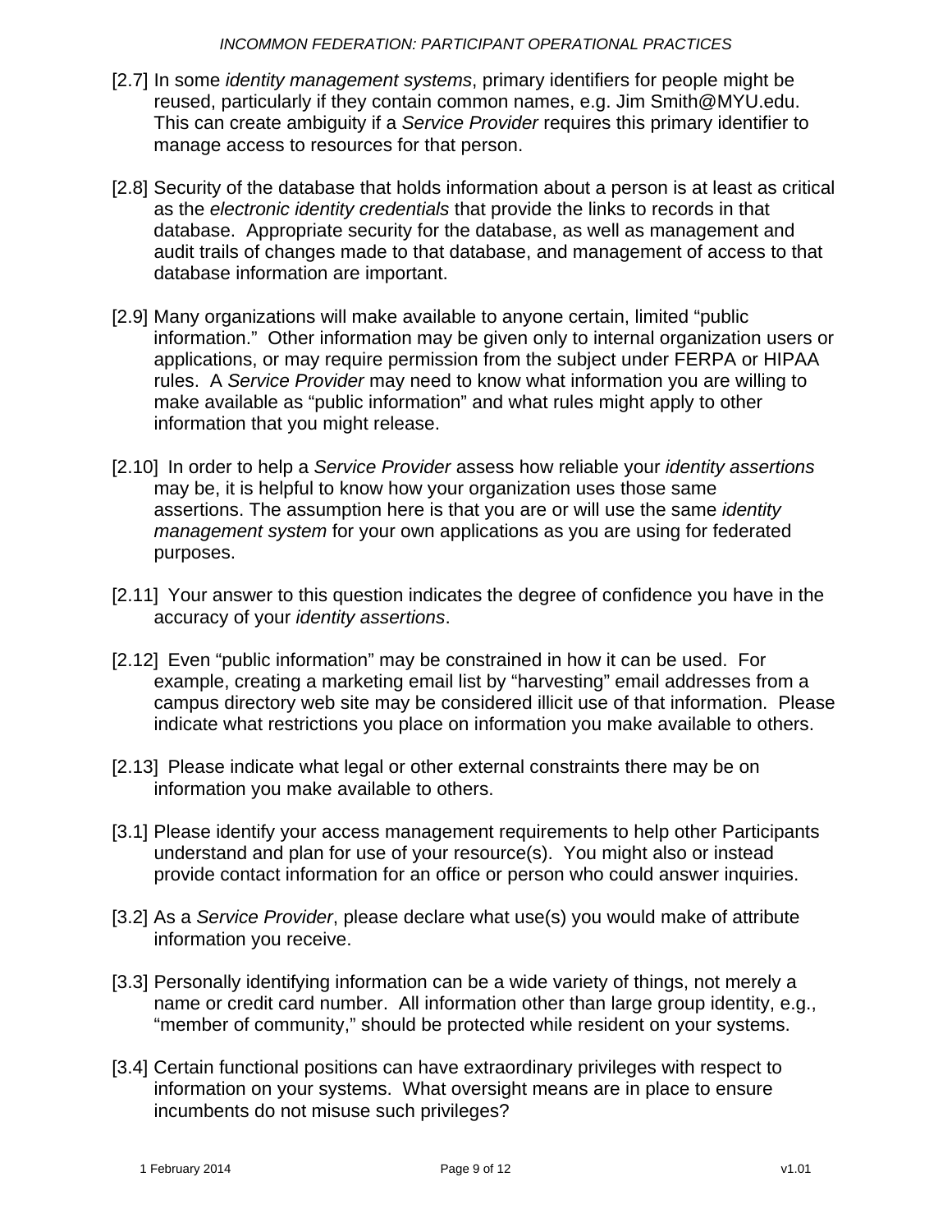[2.7] In some *identity management systems*, primary identifiers for people might be reused, particularly if they contain common names, e.g. Jim Smith@MYU.edu. This can create ambiguity if a *Service Provider* requires this primary identifier to manage access to resources for that person.

[2.8] Security of the database that holds information about a person is at least as critical as the *electronic identity credentials* that provide the links to records in that database. Appropriate security for the database, as well as management and audit trails of changes made to that database, and management of access to that database information are important.

[2.9] Many organizations will make available to anyone certain, limited "public information." Other information may be given only to internal organization users or applications, or may require permission from the subject under FERPA or HIPAA rules. A *Service Provider* may need to know what information you are willing to make available as "public information" and what rules might apply to other information that you might release.

[2.10] In order to help a *Service Provider* assess how reliable your *identity assertions* may be, it is helpful to know how your organization uses those same assertions. The assumption here is that you are or will use the same *identity management system* for your own applications as you are using for federated purposes.

[2.11] Your answer to this question indicates the degree of confidence you have in the accuracy of your *identity assertions*.

[2.12] Even "public information" may be constrained in how it can be used. For example, creating a marketing email list by "harvesting" email addresses from a campus directory web site may be considered illicit use of that information. Please indicate what restrictions you place on information you make available to others.

[2.13] Please indicate what legal or other external constraints there may be on information you make available to others.

[3.1] Please identify your access management requirements to help other Participants understand and plan for use of your resource(s). You might also or instead provide contact information for an office or person who could answer inquiries.

[3.2] As a *Service Provider*, please declare what use(s) you would make of attribute information you receive.

[3.3] Personally identifying information can be a wide variety of things, not merely a name or credit card number. All information other than large group identity, e.g., "member of community," should be protected while resident on your systems.

[3.4] Certain functional positions can have extraordinary privileges with respect to information on your systems. What oversight means are in place to ensure incumbents do not misuse such privileges?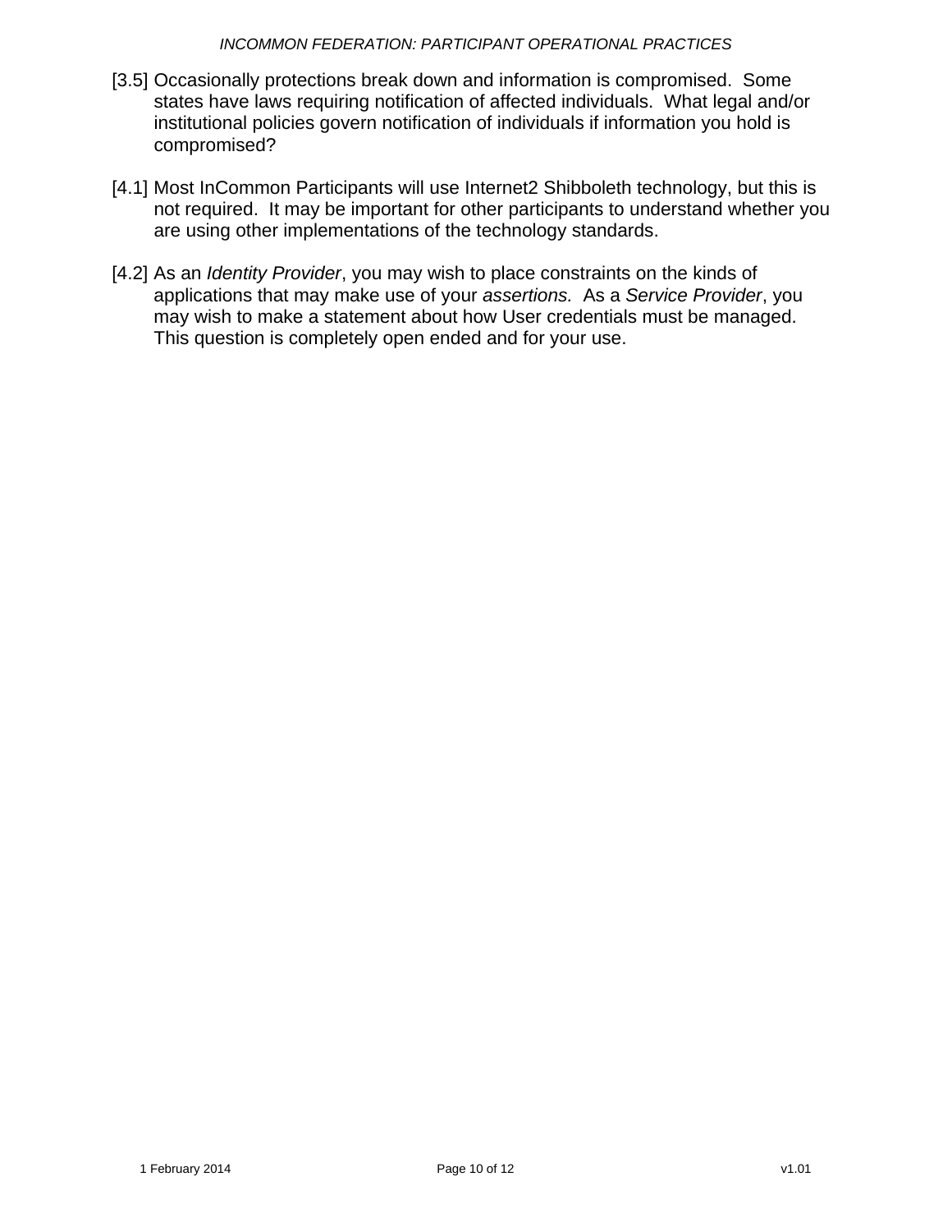[3.5] Occasionally protections break down and information is compromised.  Some states have laws requiring notification of affected individuals.  What legal and/or institutional policies govern notification of individuals if information you hold is compromised?

[4.1] Most InCommon Participants will use Internet2 Shibboleth technology, but this is not required.  It may be important for other participants to understand whether you are using other implementations of the technology standards.

[4.2] As an *Identity Provider*, you may wish to place constraints on the kinds of applications that may make use of your *assertions.*  As a *Service Provider*, you may wish to make a statement about how User credentials must be managed.  This question is completely open ended and for your use.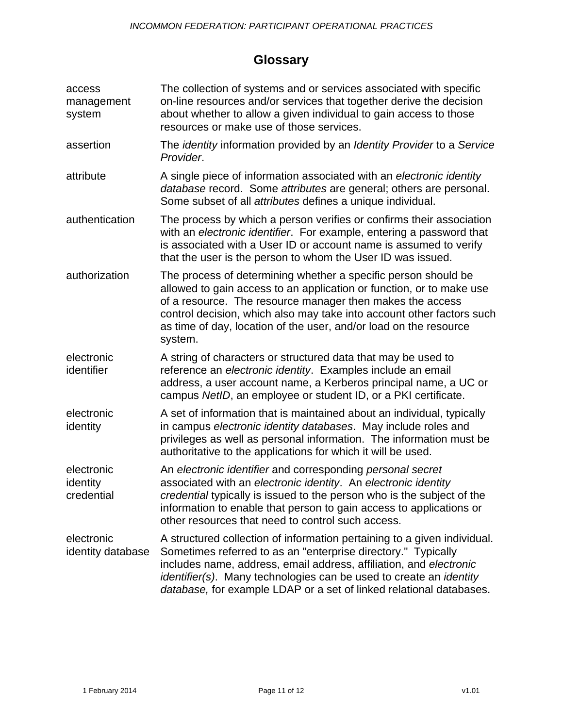# Glossary

| | |
|---|---|
| access management system | The collection of systems and or services associated with specific on-line resources and/or services that together derive the decision about whether to allow a given individual to gain access to those resources or make use of those services. |
| assertion | The *identity* information provided by an *Identity Provider* to a *Service Provider*. |
| attribute | A single piece of information associated with an *electronic identity database* record. Some *attributes* are general; others are personal. Some subset of all *attributes* defines a unique individual. |
| authentication | The process by which a person verifies or confirms their association with an *electronic identifier*. For example, entering a password that is associated with a User ID or account name is assumed to verify that the user is the person to whom the User ID was issued. |
| authorization | The process of determining whether a specific person should be allowed to gain access to an application or function, or to make use of a resource. The resource manager then makes the access control decision, which also may take into account other factors such as time of day, location of the user, and/or load on the resource system. |
| electronic identifier | A string of characters or structured data that may be used to reference an *electronic identity*. Examples include an email address, a user account name, a Kerberos principal name, a UC or campus *NetID*, an employee or student ID, or a PKI certificate. |
| electronic identity | A set of information that is maintained about an individual, typically in campus *electronic identity databases*. May include roles and privileges as well as personal information. The information must be authoritative to the applications for which it will be used. |
| electronic identity credential | An *electronic identifier* and corresponding *personal secret* associated with an *electronic identity*. An *electronic identity credential* typically is issued to the person who is the subject of the information to enable that person to gain access to applications or other resources that need to control such access. |
| electronic identity database | A structured collection of information pertaining to a given individual. Sometimes referred to as an "enterprise directory." Typically includes name, address, email address, affiliation, and *electronic identifier(s)*. Many technologies can be used to create an *identity database,* for example LDAP or a set of linked relational databases. |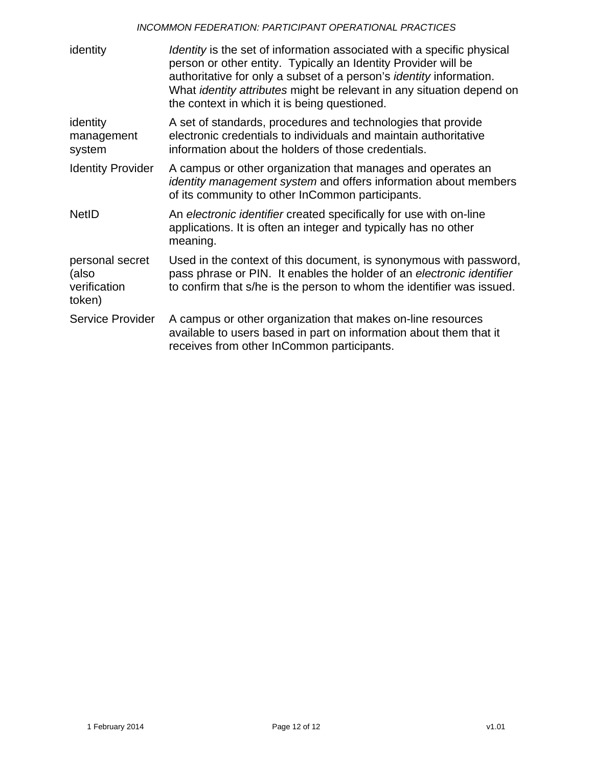| | |
|---|---|
| identity | *Identity* is the set of information associated with a specific physical person or other entity. Typically an Identity Provider will be authoritative for only a subset of a person's *identity* information. What *identity attributes* might be relevant in any situation depend on the context in which it is being questioned. |
| identity management system | A set of standards, procedures and technologies that provide electronic credentials to individuals and maintain authoritative information about the holders of those credentials. |
| Identity Provider | A campus or other organization that manages and operates an *identity management system* and offers information about members of its community to other InCommon participants. |
| NetID | An *electronic identifier* created specifically for use with on-line applications. It is often an integer and typically has no other meaning. |
| personal secret (also verification token) | Used in the context of this document, is synonymous with password, pass phrase or PIN. It enables the holder of an *electronic identifier* to confirm that s/he is the person to whom the identifier was issued. |
| Service Provider | A campus or other organization that makes on-line resources available to users based in part on information about them that it receives from other InCommon participants. |